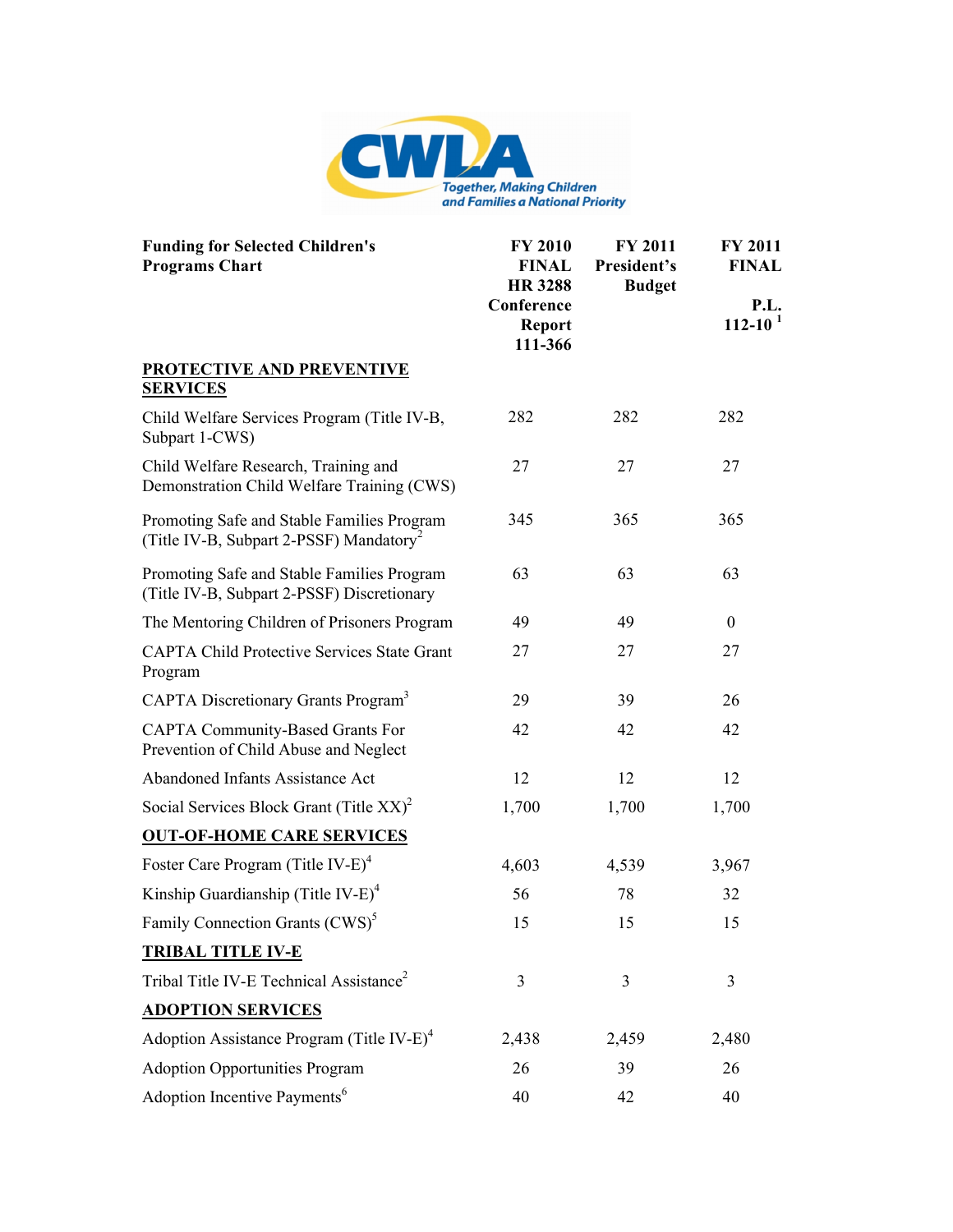CWLA Together, Making Children and Families a National Priority

| Funding for Selected Children's Programs Chart | FY 2010 FINAL HR 3288 Conference Report 111-366 | FY 2011 President's Budget | FY 2011 FINAL P.L. 112-10 [1] |
|---|---|---|---|
| **PROTECTIVE AND PREVENTIVE SERVICES** | | | |
| Child Welfare Services Program (Title IV-B, Subpart 1-CWS) | 282 | 282 | 282 |
| Child Welfare Research, Training and Demonstration Child Welfare Training (CWS) | 27 | 27 | 27 |
| Promoting Safe and Stable Families Program (Title IV-B, Subpart 2-PSSF) Mandatory[2] | 345 | 365 | 365 |
| Promoting Safe and Stable Families Program (Title IV-B, Subpart 2-PSSF) Discretionary | 63 | 63 | 63 |
| The Mentoring Children of Prisoners Program | 49 | 49 | 0 |
| CAPTA Child Protective Services State Grant Program | 27 | 27 | 27 |
| CAPTA Discretionary Grants Program[3] | 29 | 39 | 26 |
| CAPTA Community-Based Grants For Prevention of Child Abuse and Neglect | 42 | 42 | 42 |
| Abandoned Infants Assistance Act | 12 | 12 | 12 |
| Social Services Block Grant (Title XX)[2] | 1,700 | 1,700 | 1,700 |
| **OUT-OF-HOME CARE SERVICES** | | | |
| Foster Care Program (Title IV-E)[4] | 4,603 | 4,539 | 3,967 |
| Kinship Guardianship (Title IV-E)[4] | 56 | 78 | 32 |
| Family Connection Grants (CWS)[5] | 15 | 15 | 15 |
| **TRIBAL TITLE IV-E** | | | |
| Tribal Title IV-E Technical Assistance[2] | 3 | 3 | 3 |
| **ADOPTION SERVICES** | | | |
| Adoption Assistance Program (Title IV-E)[4] | 2,438 | 2,459 | 2,480 |
| Adoption Opportunities Program | 26 | 39 | 26 |
| Adoption Incentive Payments[6] | 40 | 42 | 40 |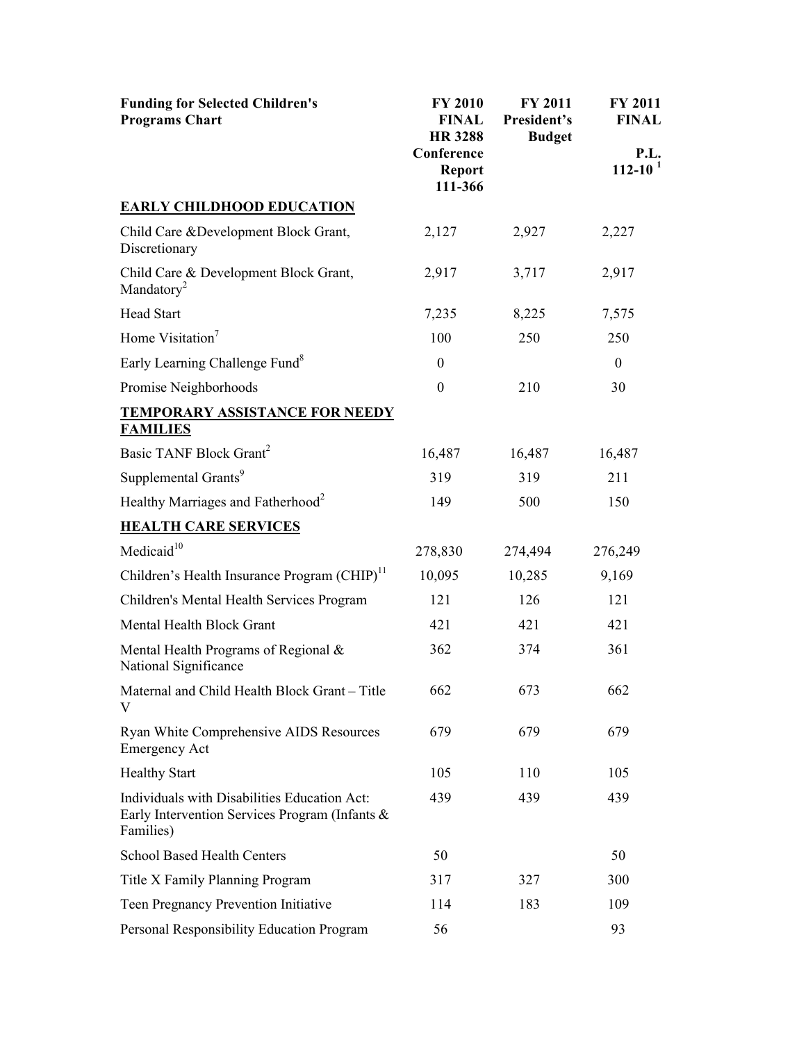| Funding for Selected Children's Programs Chart | FY 2010 FINAL HR 3288 Conference Report 111-366 | FY 2011 President's Budget | FY 2011 FINAL P.L. 112-10 [1] |
|---|---|---|---|
| **EARLY CHILDHOOD EDUCATION** | | | |
| Child Care &Development Block Grant, Discretionary | 2,127 | 2,927 | 2,227 |
| Child Care & Development Block Grant, Mandatory[2] | 2,917 | 3,717 | 2,917 |
| Head Start | 7,235 | 8,225 | 7,575 |
| Home Visitation[7] | 100 | 250 | 250 |
| Early Learning Challenge Fund[8] | 0 | | 0 |
| Promise Neighborhoods | 0 | 210 | 30 |
| **TEMPORARY ASSISTANCE FOR NEEDY FAMILIES** | | | |
| Basic TANF Block Grant[2] | 16,487 | 16,487 | 16,487 |
| Supplemental Grants[9] | 319 | 319 | 211 |
| Healthy Marriages and Fatherhood[2] | 149 | 500 | 150 |
| **HEALTH CARE SERVICES** | | | |
| Medicaid[10] | 278,830 | 274,494 | 276,249 |
| Children's Health Insurance Program (CHIP)[11] | 10,095 | 10,285 | 9,169 |
| Children's Mental Health Services Program | 121 | 126 | 121 |
| Mental Health Block Grant | 421 | 421 | 421 |
| Mental Health Programs of Regional & National Significance | 362 | 374 | 361 |
| Maternal and Child Health Block Grant – Title V | 662 | 673 | 662 |
| Ryan White Comprehensive AIDS Resources Emergency Act | 679 | 679 | 679 |
| Healthy Start | 105 | 110 | 105 |
| Individuals with Disabilities Education Act: Early Intervention Services Program (Infants & Families) | 439 | 439 | 439 |
| School Based Health Centers | 50 | | 50 |
| Title X Family Planning Program | 317 | 327 | 300 |
| Teen Pregnancy Prevention Initiative | 114 | 183 | 109 |
| Personal Responsibility Education Program | 56 | | 93 |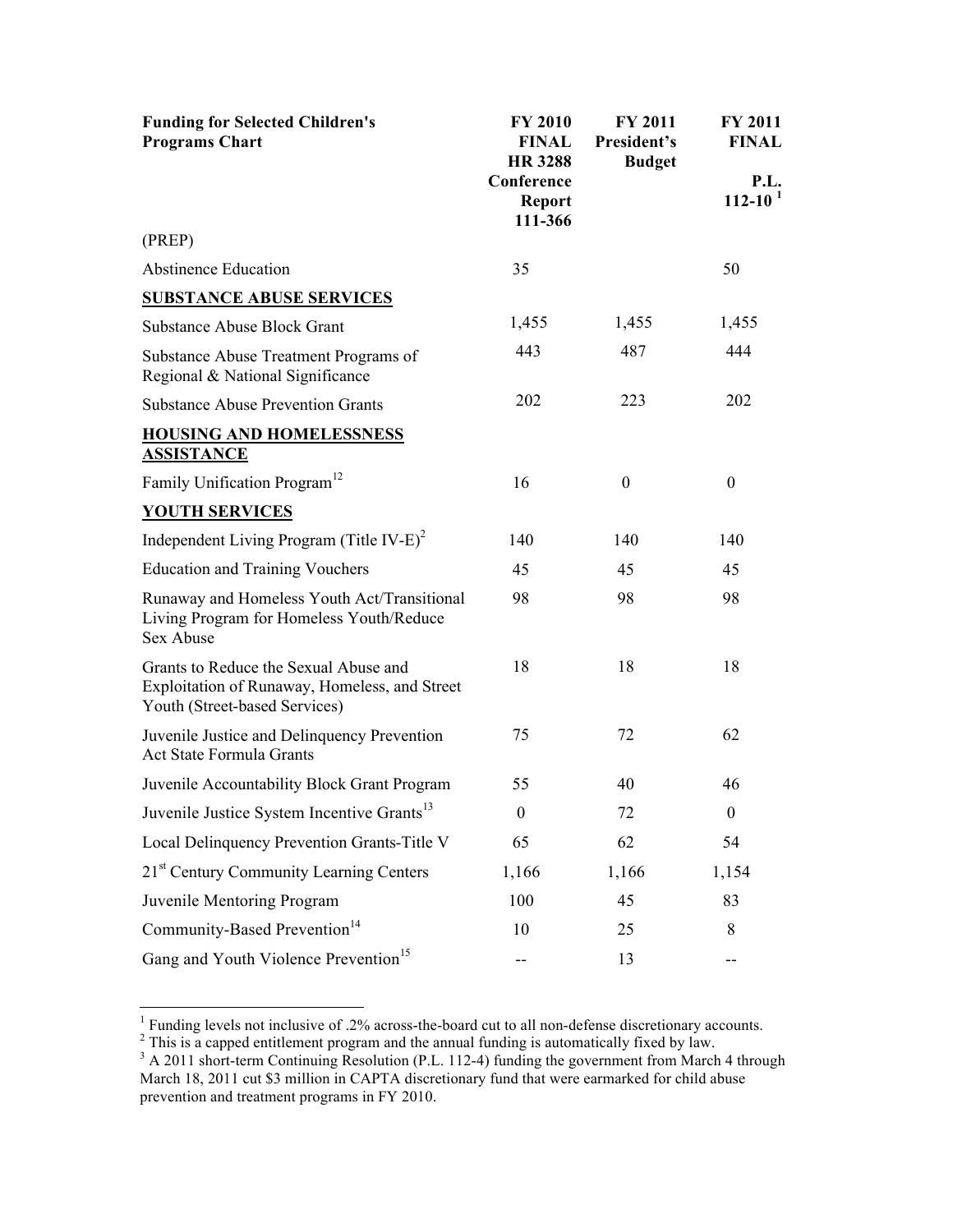| Funding for Selected Children's Programs Chart | FY 2010 FINAL HR 3288 Conference Report 111-366 | FY 2011 President's Budget | FY 2011 FINAL P.L. 112-10 [1] |
|---|---|---|---|
| (PREP) | | | |
| Abstinence Education | 35 | | 50 |
| **SUBSTANCE ABUSE SERVICES** | | | |
| Substance Abuse Block Grant | 1,455 | 1,455 | 1,455 |
| Substance Abuse Treatment Programs of Regional & National Significance | 443 | 487 | 444 |
| Substance Abuse Prevention Grants | 202 | 223 | 202 |
| **HOUSING AND HOMELESSNESS ASSISTANCE** | | | |
| Family Unification Program[12] | 16 | 0 | 0 |
| **YOUTH SERVICES** | | | |
| Independent Living Program (Title IV-E)[2] | 140 | 140 | 140 |
| Education and Training Vouchers | 45 | 45 | 45 |
| Runaway and Homeless Youth Act/Transitional Living Program for Homeless Youth/Reduce Sex Abuse | 98 | 98 | 98 |
| Grants to Reduce the Sexual Abuse and Exploitation of Runaway, Homeless, and Street Youth (Street-based Services) | 18 | 18 | 18 |
| Juvenile Justice and Delinquency Prevention Act State Formula Grants | 75 | 72 | 62 |
| Juvenile Accountability Block Grant Program | 55 | 40 | 46 |
| Juvenile Justice System Incentive Grants[13] | 0 | 72 | 0 |
| Local Delinquency Prevention Grants-Title V | 65 | 62 | 54 |
| 21st Century Community Learning Centers | 1,166 | 1,166 | 1,154 |
| Juvenile Mentoring Program | 100 | 45 | 83 |
| Community-Based Prevention[14] | 10 | 25 | 8 |
| Gang and Youth Violence Prevention[15] | -- | 13 | -- |

[1] Funding levels not inclusive of .2% across-the-board cut to all non-defense discretionary accounts.

[2] This is a capped entitlement program and the annual funding is automatically fixed by law.

[3] A 2011 short-term Continuing Resolution (P.L. 112-4) funding the government from March 4 through March 18, 2011 cut $3 million in CAPTA discretionary fund that were earmarked for child abuse prevention and treatment programs in FY 2010.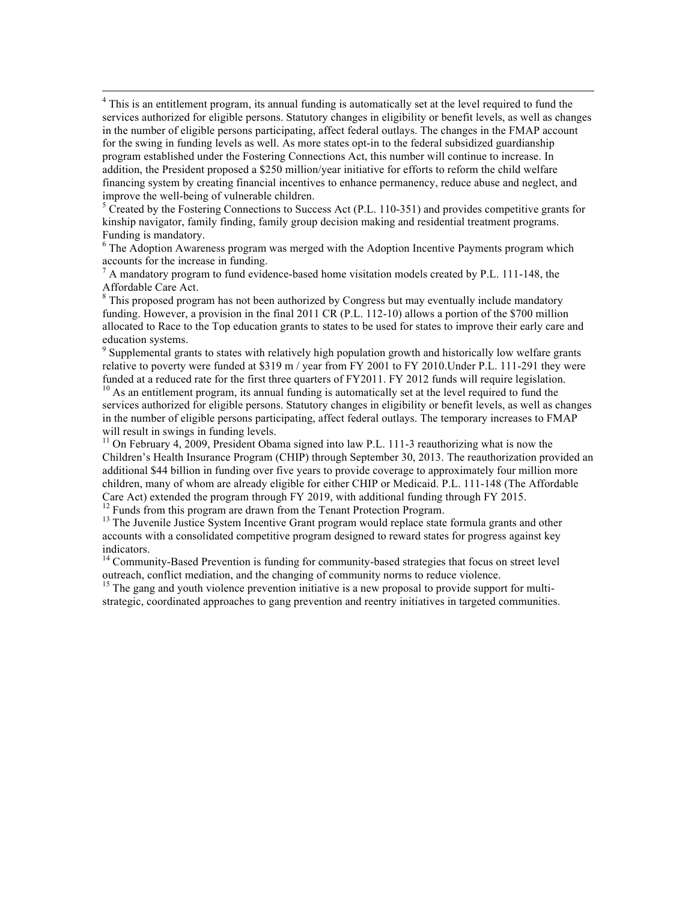[4] This is an entitlement program, its annual funding is automatically set at the level required to fund the services authorized for eligible persons. Statutory changes in eligibility or benefit levels, as well as changes in the number of eligible persons participating, affect federal outlays. The changes in the FMAP account for the swing in funding levels as well. As more states opt-in to the federal subsidized guardianship program established under the Fostering Connections Act, this number will continue to increase. In addition, the President proposed a $250 million/year initiative for efforts to reform the child welfare financing system by creating financial incentives to enhance permanency, reduce abuse and neglect, and improve the well-being of vulnerable children.

[5] Created by the Fostering Connections to Success Act (P.L. 110-351) and provides competitive grants for kinship navigator, family finding, family group decision making and residential treatment programs. Funding is mandatory.

[6] The Adoption Awareness program was merged with the Adoption Incentive Payments program which accounts for the increase in funding.

[7] A mandatory program to fund evidence-based home visitation models created by P.L. 111-148, the Affordable Care Act.

[8] This proposed program has not been authorized by Congress but may eventually include mandatory funding. However, a provision in the final 2011 CR (P.L. 112-10) allows a portion of the $700 million allocated to Race to the Top education grants to states to be used for states to improve their early care and education systems.

[9] Supplemental grants to states with relatively high population growth and historically low welfare grants relative to poverty were funded at $319 m / year from FY 2001 to FY 2010.Under P.L. 111-291 they were funded at a reduced rate for the first three quarters of FY2011. FY 2012 funds will require legislation.

[10] As an entitlement program, its annual funding is automatically set at the level required to fund the services authorized for eligible persons. Statutory changes in eligibility or benefit levels, as well as changes in the number of eligible persons participating, affect federal outlays. The temporary increases to FMAP will result in swings in funding levels.

[11] On February 4, 2009, President Obama signed into law P.L. 111-3 reauthorizing what is now the Children's Health Insurance Program (CHIP) through September 30, 2013. The reauthorization provided an additional $44 billion in funding over five years to provide coverage to approximately four million more children, many of whom are already eligible for either CHIP or Medicaid. P.L. 111-148 (The Affordable Care Act) extended the program through FY 2019, with additional funding through FY 2015.

[12] Funds from this program are drawn from the Tenant Protection Program.

[13] The Juvenile Justice System Incentive Grant program would replace state formula grants and other accounts with a consolidated competitive program designed to reward states for progress against key indicators.

[14] Community-Based Prevention is funding for community-based strategies that focus on street level outreach, conflict mediation, and the changing of community norms to reduce violence.

[15] The gang and youth violence prevention initiative is a new proposal to provide support for multi-strategic, coordinated approaches to gang prevention and reentry initiatives in targeted communities.